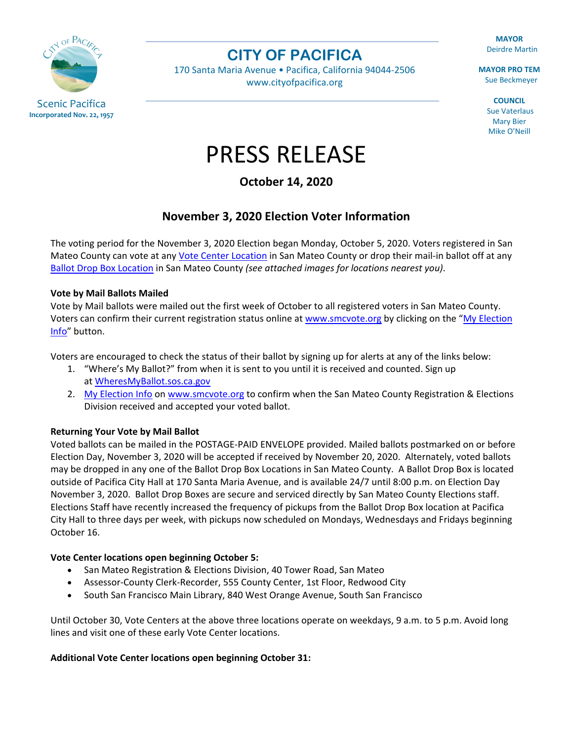Scenic Pacifica
**Incorporated Nov. 22, 1957**

# CITY OF PACIFICA

170 Santa Maria Avenue • Pacifica, California 94044-2506
www.cityofpacifica.org

**MAYOR**
Deirdre Martin

**MAYOR PRO TEM**
Sue Beckmeyer

**COUNCIL**
Sue Vaterlaus
Mary Bier
Mike O'Neill

# PRESS RELEASE

**October 14, 2020**

## November 3, 2020 Election Voter Information

The voting period for the November 3, 2020 Election began Monday, October 5, 2020. Voters registered in San Mateo County can vote at any Vote Center Location in San Mateo County or drop their mail-in ballot off at any Ballot Drop Box Location in San Mateo County *(see attached images for locations nearest you)*.

**Vote by Mail Ballots Mailed**
Vote by Mail ballots were mailed out the first week of October to all registered voters in San Mateo County. Voters can confirm their current registration status online at www.smcvote.org by clicking on the "My Election Info" button.

Voters are encouraged to check the status of their ballot by signing up for alerts at any of the links below:

1. "Where's My Ballot?" from when it is sent to you until it is received and counted. Sign up at WheresMyBallot.sos.ca.gov
2. My Election Info on www.smcvote.org to confirm when the San Mateo County Registration & Elections Division received and accepted your voted ballot.

**Returning Your Vote by Mail Ballot**
Voted ballots can be mailed in the POSTAGE-PAID ENVELOPE provided. Mailed ballots postmarked on or before Election Day, November 3, 2020 will be accepted if received by November 20, 2020. Alternately, voted ballots may be dropped in any one of the Ballot Drop Box Locations in San Mateo County. A Ballot Drop Box is located outside of Pacifica City Hall at 170 Santa Maria Avenue, and is available 24/7 until 8:00 p.m. on Election Day November 3, 2020. Ballot Drop Boxes are secure and serviced directly by San Mateo County Elections staff. Elections Staff have recently increased the frequency of pickups from the Ballot Drop Box location at Pacifica City Hall to three days per week, with pickups now scheduled on Mondays, Wednesdays and Fridays beginning October 16.

**Vote Center locations open beginning October 5:**

- San Mateo Registration & Elections Division, 40 Tower Road, San Mateo
- Assessor-County Clerk-Recorder, 555 County Center, 1st Floor, Redwood City
- South San Francisco Main Library, 840 West Orange Avenue, South San Francisco

Until October 30, Vote Centers at the above three locations operate on weekdays, 9 a.m. to 5 p.m. Avoid long lines and visit one of these early Vote Center locations.

**Additional Vote Center locations open beginning October 31:**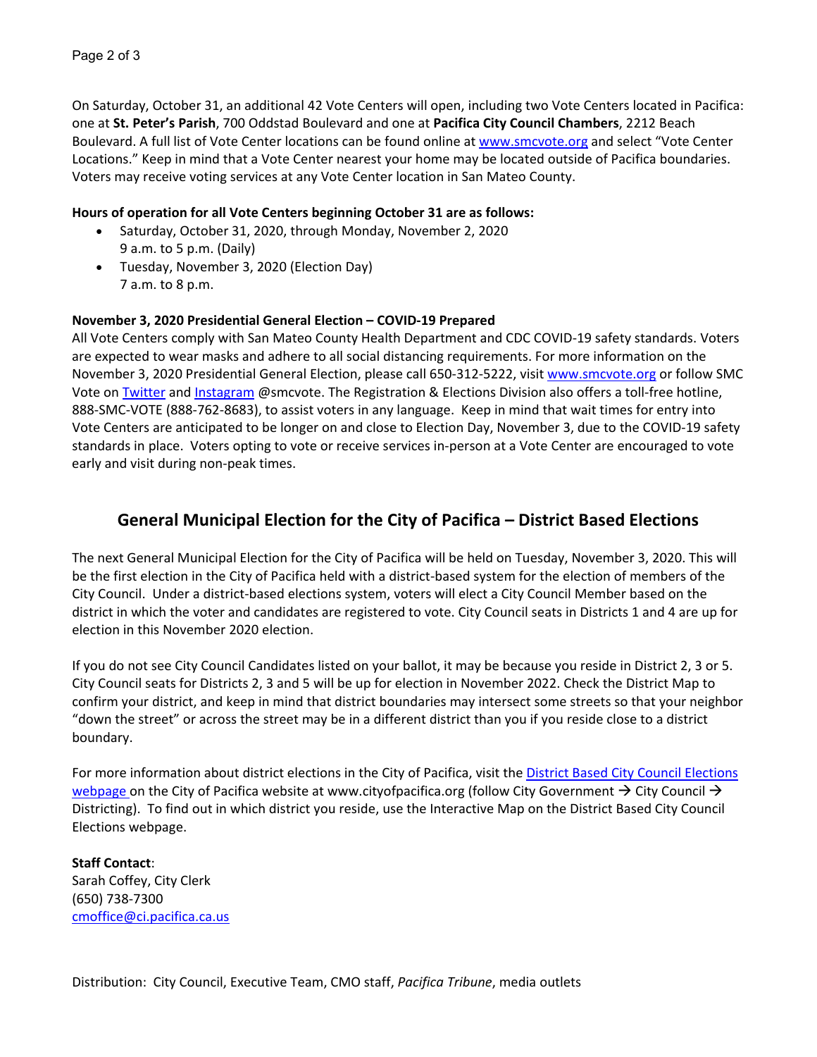On Saturday, October 31, an additional 42 Vote Centers will open, including two Vote Centers located in Pacifica: one at **St. Peter's Parish**, 700 Oddstad Boulevard and one at **Pacifica City Council Chambers**, 2212 Beach Boulevard. A full list of Vote Center locations can be found online at [www.smcvote.org](http://www.smcvote.org) and select "Vote Center Locations." Keep in mind that a Vote Center nearest your home may be located outside of Pacifica boundaries. Voters may receive voting services at any Vote Center location in San Mateo County.

**Hours of operation for all Vote Centers beginning October 31 are as follows:**

- Saturday, October 31, 2020, through Monday, November 2, 2020
  9 a.m. to 5 p.m. (Daily)
- Tuesday, November 3, 2020 (Election Day)
  7 a.m. to 8 p.m.

**November 3, 2020 Presidential General Election – COVID-19 Prepared**

All Vote Centers comply with San Mateo County Health Department and CDC COVID-19 safety standards. Voters are expected to wear masks and adhere to all social distancing requirements. For more information on the November 3, 2020 Presidential General Election, please call 650-312-5222, visit [www.smcvote.org](http://www.smcvote.org) or follow SMC Vote on Twitter and Instagram @smcvote. The Registration & Elections Division also offers a toll-free hotline, 888-SMC-VOTE (888-762-8683), to assist voters in any language. Keep in mind that wait times for entry into Vote Centers are anticipated to be longer on and close to Election Day, November 3, due to the COVID-19 safety standards in place. Voters opting to vote or receive services in-person at a Vote Center are encouraged to vote early and visit during non-peak times.

## General Municipal Election for the City of Pacifica – District Based Elections

The next General Municipal Election for the City of Pacifica will be held on Tuesday, November 3, 2020. This will be the first election in the City of Pacifica held with a district-based system for the election of members of the City Council. Under a district-based elections system, voters will elect a City Council Member based on the district in which the voter and candidates are registered to vote. City Council seats in Districts 1 and 4 are up for election in this November 2020 election.

If you do not see City Council Candidates listed on your ballot, it may be because you reside in District 2, 3 or 5. City Council seats for Districts 2, 3 and 5 will be up for election in November 2022. Check the District Map to confirm your district, and keep in mind that district boundaries may intersect some streets so that your neighbor "down the street" or across the street may be in a different district than you if you reside close to a district boundary.

For more information about district elections in the City of Pacifica, visit the District Based City Council Elections webpage on the City of Pacifica website at www.cityofpacifica.org (follow City Government → City Council → Districting). To find out in which district you reside, use the Interactive Map on the District Based City Council Elections webpage.

**Staff Contact**:
Sarah Coffey, City Clerk
(650) 738-7300
[cmoffice@ci.pacifica.ca.us](mailto:cmoffice@ci.pacifica.ca.us)

Distribution: City Council, Executive Team, CMO staff, *Pacifica Tribune*, media outlets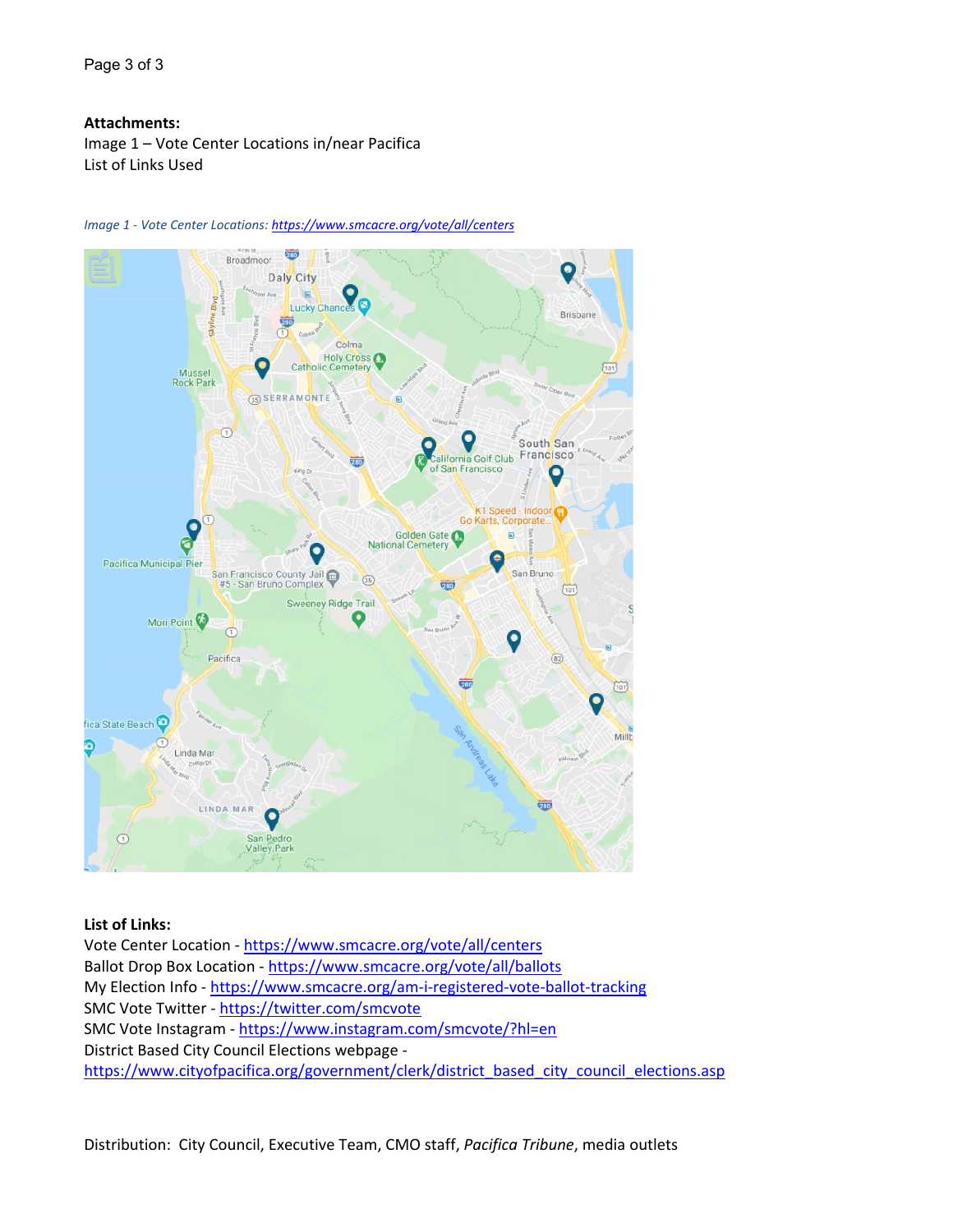**Attachments:**
Image 1 – Vote Center Locations in/near Pacifica
List of Links Used

*Image 1 - Vote Center Locations: https://www.smcacre.org/vote/all/centers*

**List of Links:**
Vote Center Location - https://www.smcacre.org/vote/all/centers
Ballot Drop Box Location - https://www.smcacre.org/vote/all/ballots
My Election Info - https://www.smcacre.org/am-i-registered-vote-ballot-tracking
SMC Vote Twitter - https://twitter.com/smcvote
SMC Vote Instagram - https://www.instagram.com/smcvote/?hl=en
District Based City Council Elections webpage -
https://www.cityofpacifica.org/government/clerk/district_based_city_council_elections.asp

Distribution: City Council, Executive Team, CMO staff, *Pacifica Tribune*, media outlets